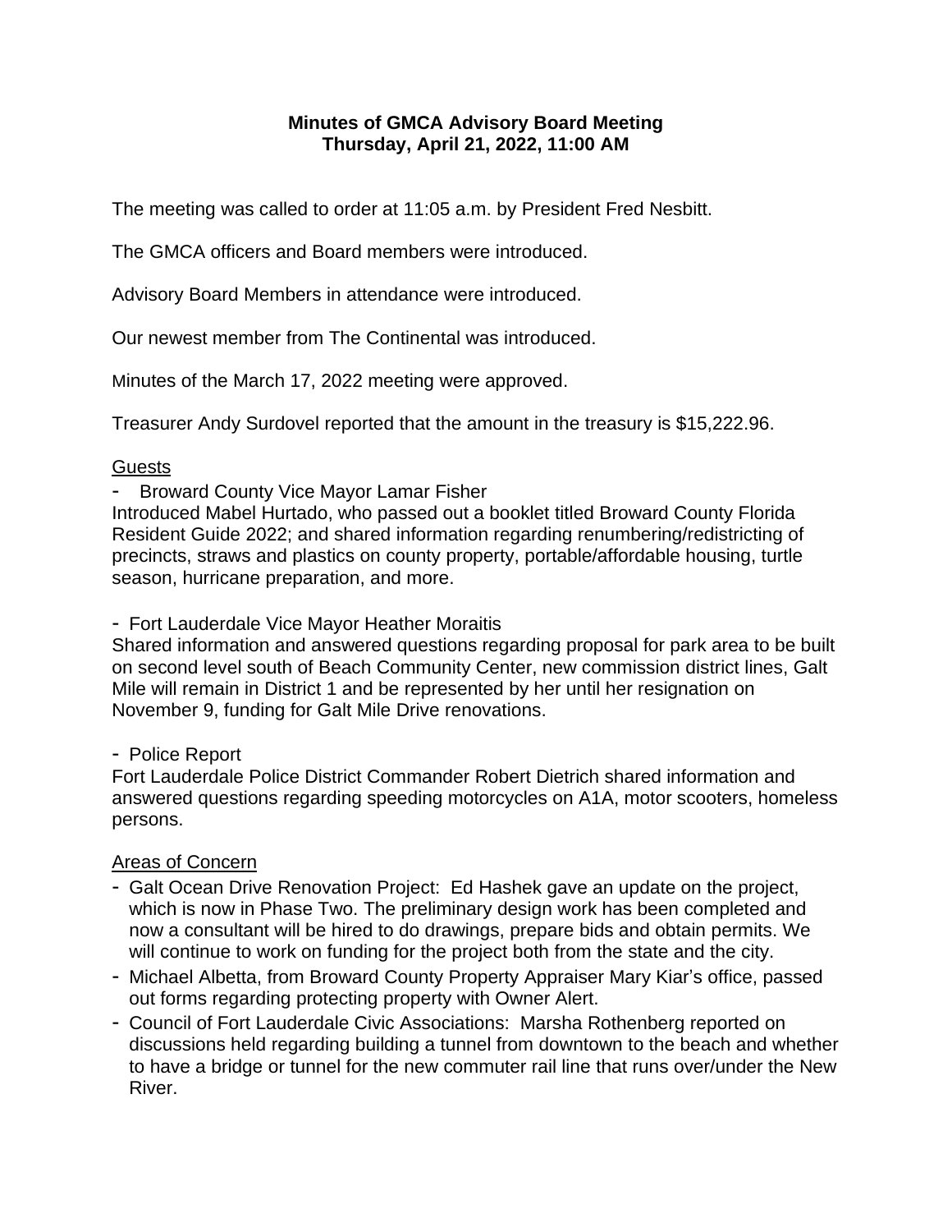**Minutes of GMCA Advisory Board Meeting**
**Thursday, April 21, 2022, 11:00 AM**

The meeting was called to order at 11:05 a.m. by President Fred Nesbitt.

The GMCA officers and Board members were introduced.

Advisory Board Members in attendance were introduced.

Our newest member from The Continental was introduced.

Minutes of the March 17, 2022 meeting were approved.

Treasurer Andy Surdovel reported that the amount in the treasury is $15,222.96.

<u>Guests</u>

- Broward County Vice Mayor Lamar Fisher

Introduced Mabel Hurtado, who passed out a booklet titled Broward County Florida Resident Guide 2022; and shared information regarding renumbering/redistricting of precincts, straws and plastics on county property, portable/affordable housing, turtle season, hurricane preparation, and more.

- Fort Lauderdale Vice Mayor Heather Moraitis

Shared information and answered questions regarding proposal for park area to be built on second level south of Beach Community Center, new commission district lines, Galt Mile will remain in District 1 and be represented by her until her resignation on November 9, funding for Galt Mile Drive renovations.

- Police Report

Fort Lauderdale Police District Commander Robert Dietrich shared information and answered questions regarding speeding motorcycles on A1A, motor scooters, homeless persons.

<u>Areas of Concern</u>

- Galt Ocean Drive Renovation Project: Ed Hashek gave an update on the project, which is now in Phase Two. The preliminary design work has been completed and now a consultant will be hired to do drawings, prepare bids and obtain permits. We will continue to work on funding for the project both from the state and the city.
- Michael Albetta, from Broward County Property Appraiser Mary Kiar's office, passed out forms regarding protecting property with Owner Alert.
- Council of Fort Lauderdale Civic Associations: Marsha Rothenberg reported on discussions held regarding building a tunnel from downtown to the beach and whether to have a bridge or tunnel for the new commuter rail line that runs over/under the New River.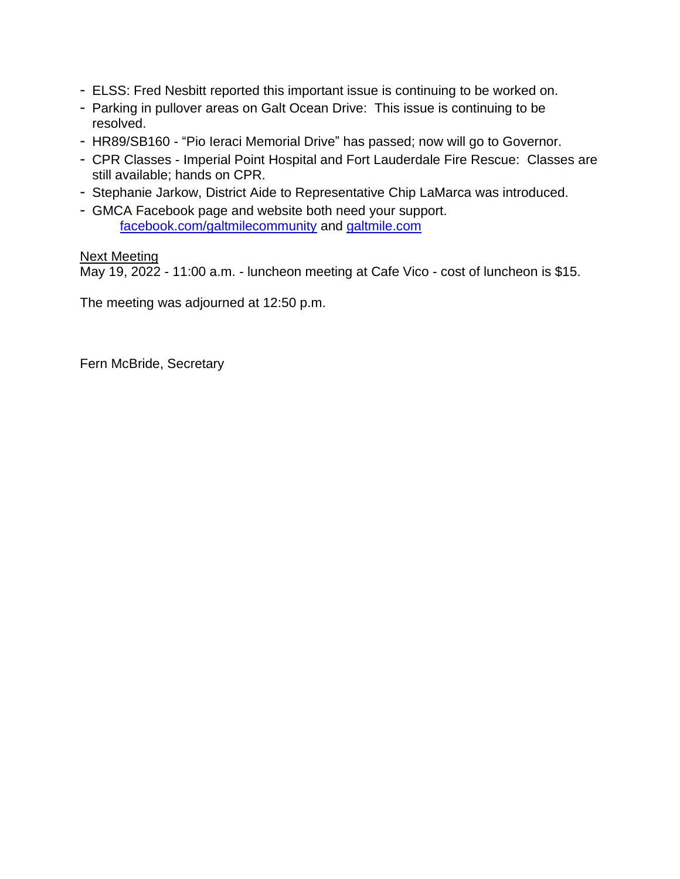- ELSS: Fred Nesbitt reported this important issue is continuing to be worked on.
- Parking in pullover areas on Galt Ocean Drive: This issue is continuing to be resolved.
- HR89/SB160 - "Pio Ieraci Memorial Drive" has passed; now will go to Governor.
- CPR Classes - Imperial Point Hospital and Fort Lauderdale Fire Rescue: Classes are still available; hands on CPR.
- Stephanie Jarkow, District Aide to Representative Chip LaMarca was introduced.
- GMCA Facebook page and website both need your support.
  facebook.com/galtmilecommunity and galtmile.com

Next Meeting
May 19, 2022 - 11:00 a.m. - luncheon meeting at Cafe Vico - cost of luncheon is $15.

The meeting was adjourned at 12:50 p.m.

Fern McBride, Secretary